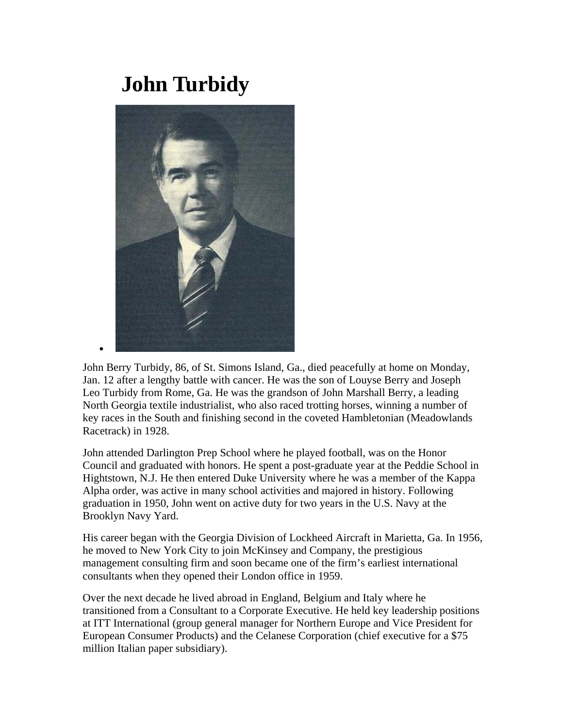# John Turbidy

•

John Berry Turbidy, 86, of St. Simons Island, Ga., died peacefully at home on Monday, Jan. 12 after a lengthy battle with cancer. He was the son of Louyse Berry and Joseph Leo Turbidy from Rome, Ga. He was the grandson of John Marshall Berry, a leading North Georgia textile industrialist, who also raced trotting horses, winning a number of key races in the South and finishing second in the coveted Hambletonian (Meadowlands Racetrack) in 1928.

John attended Darlington Prep School where he played football, was on the Honor Council and graduated with honors. He spent a post-graduate year at the Peddie School in Hightstown, N.J. He then entered Duke University where he was a member of the Kappa Alpha order, was active in many school activities and majored in history. Following graduation in 1950, John went on active duty for two years in the U.S. Navy at the Brooklyn Navy Yard.

His career began with the Georgia Division of Lockheed Aircraft in Marietta, Ga. In 1956, he moved to New York City to join McKinsey and Company, the prestigious management consulting firm and soon became one of the firm's earliest international consultants when they opened their London office in 1959.

Over the next decade he lived abroad in England, Belgium and Italy where he transitioned from a Consultant to a Corporate Executive. He held key leadership positions at ITT International (group general manager for Northern Europe and Vice President for European Consumer Products) and the Celanese Corporation (chief executive for a $75 million Italian paper subsidiary).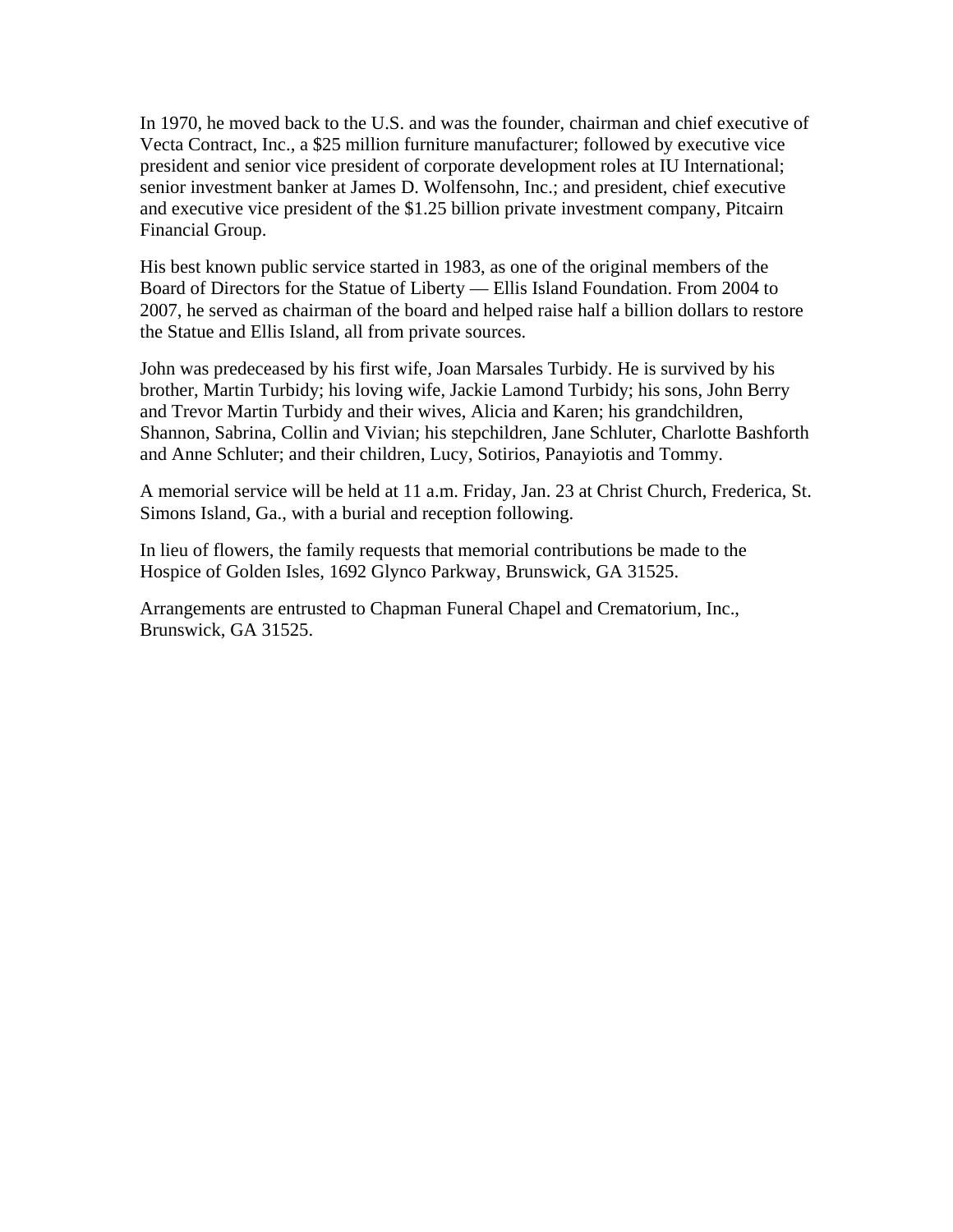In 1970, he moved back to the U.S. and was the founder, chairman and chief executive of Vecta Contract, Inc., a $25 million furniture manufacturer; followed by executive vice president and senior vice president of corporate development roles at IU International; senior investment banker at James D. Wolfensohn, Inc.; and president, chief executive and executive vice president of the $1.25 billion private investment company, Pitcairn Financial Group.

His best known public service started in 1983, as one of the original members of the Board of Directors for the Statue of Liberty — Ellis Island Foundation. From 2004 to 2007, he served as chairman of the board and helped raise half a billion dollars to restore the Statue and Ellis Island, all from private sources.

John was predeceased by his first wife, Joan Marsales Turbidy. He is survived by his brother, Martin Turbidy; his loving wife, Jackie Lamond Turbidy; his sons, John Berry and Trevor Martin Turbidy and their wives, Alicia and Karen; his grandchildren, Shannon, Sabrina, Collin and Vivian; his stepchildren, Jane Schluter, Charlotte Bashforth and Anne Schluter; and their children, Lucy, Sotirios, Panayiotis and Tommy.

A memorial service will be held at 11 a.m. Friday, Jan. 23 at Christ Church, Frederica, St. Simons Island, Ga., with a burial and reception following.

In lieu of flowers, the family requests that memorial contributions be made to the Hospice of Golden Isles, 1692 Glynco Parkway, Brunswick, GA 31525.

Arrangements are entrusted to Chapman Funeral Chapel and Crematorium, Inc., Brunswick, GA 31525.